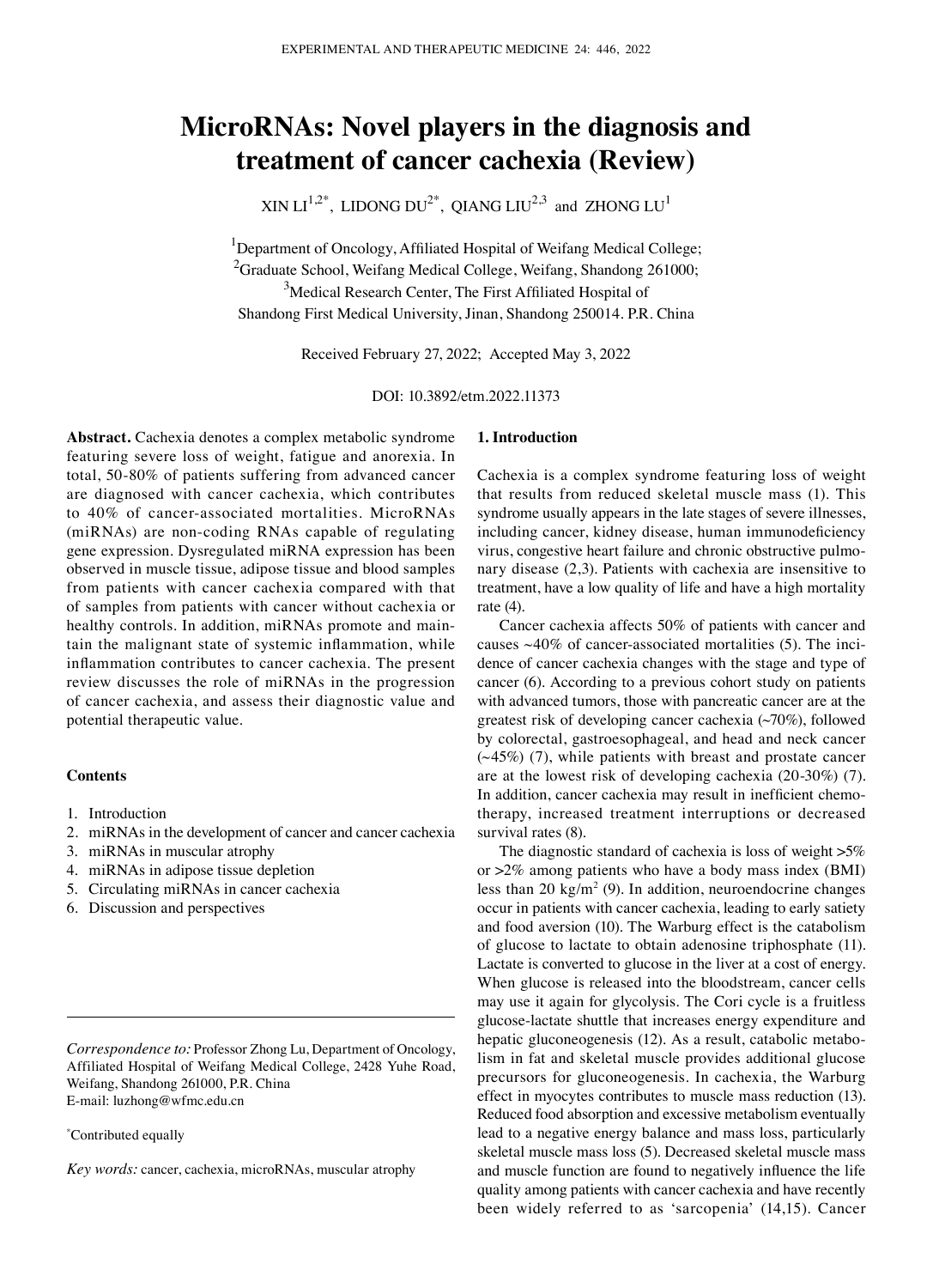# MicroRNAs: Novel players in the diagnosis and treatment of cancer cachexia (Review)

XIN LI[1,2*], LIDONG DU[2*], QIANG LIU[2,3] and ZHONG LU[1]

[1]Department of Oncology, Affiliated Hospital of Weifang Medical College; [2]Graduate School, Weifang Medical College, Weifang, Shandong 261000; [3]Medical Research Center, The First Affiliated Hospital of Shandong First Medical University, Jinan, Shandong 250014. P.R. China

Received February 27, 2022; Accepted May 3, 2022

DOI: 10.3892/etm.2022.11373

**Abstract.** Cachexia denotes a complex metabolic syndrome featuring severe loss of weight, fatigue and anorexia. In total, 50-80% of patients suffering from advanced cancer are diagnosed with cancer cachexia, which contributes to 40% of cancer-associated mortalities. MicroRNAs (miRNAs) are non-coding RNAs capable of regulating gene expression. Dysregulated miRNA expression has been observed in muscle tissue, adipose tissue and blood samples from patients with cancer cachexia compared with that of samples from patients with cancer without cachexia or healthy controls. In addition, miRNAs promote and maintain the malignant state of systemic inflammation, while inflammation contributes to cancer cachexia. The present review discusses the role of miRNAs in the progression of cancer cachexia, and assess their diagnostic value and potential therapeutic value.

**Contents**

1. Introduction
2. miRNAs in the development of cancer and cancer cachexia
3. miRNAs in muscular atrophy
4. miRNAs in adipose tissue depletion
5. Circulating miRNAs in cancer cachexia
6. Discussion and perspectives

*Correspondence to:* Professor Zhong Lu, Department of Oncology, Affiliated Hospital of Weifang Medical College, 2428 Yuhe Road, Weifang, Shandong 261000, P.R. China
E-mail: luzhong@wfmc.edu.cn

*Contributed equally

*Key words:* cancer, cachexia, microRNAs, muscular atrophy

## 1. Introduction

Cachexia is a complex syndrome featuring loss of weight that results from reduced skeletal muscle mass (1). This syndrome usually appears in the late stages of severe illnesses, including cancer, kidney disease, human immunodeficiency virus, congestive heart failure and chronic obstructive pulmonary disease (2,3). Patients with cachexia are insensitive to treatment, have a low quality of life and have a high mortality rate (4).

Cancer cachexia affects 50% of patients with cancer and causes ~40% of cancer-associated mortalities (5). The incidence of cancer cachexia changes with the stage and type of cancer (6). According to a previous cohort study on patients with advanced tumors, those with pancreatic cancer are at the greatest risk of developing cancer cachexia (~70%), followed by colorectal, gastroesophageal, and head and neck cancer (~45%) (7), while patients with breast and prostate cancer are at the lowest risk of developing cachexia (20-30%) (7). In addition, cancer cachexia may result in inefficient chemotherapy, increased treatment interruptions or decreased survival rates (8).

The diagnostic standard of cachexia is loss of weight >5% or >2% among patients who have a body mass index (BMI) less than 20 kg/m$^2$ (9). In addition, neuroendocrine changes occur in patients with cancer cachexia, leading to early satiety and food aversion (10). The Warburg effect is the catabolism of glucose to lactate to obtain adenosine triphosphate (11). Lactate is converted to glucose in the liver at a cost of energy. When glucose is released into the bloodstream, cancer cells may use it again for glycolysis. The Cori cycle is a fruitless glucose-lactate shuttle that increases energy expenditure and hepatic gluconeogenesis (12). As a result, catabolic metabolism in fat and skeletal muscle provides additional glucose precursors for gluconeogenesis. In cachexia, the Warburg effect in myocytes contributes to muscle mass reduction (13). Reduced food absorption and excessive metabolism eventually lead to a negative energy balance and mass loss, particularly skeletal muscle mass loss (5). Decreased skeletal muscle mass and muscle function are found to negatively influence the life quality among patients with cancer cachexia and have recently been widely referred to as 'sarcopenia' (14,15). Cancer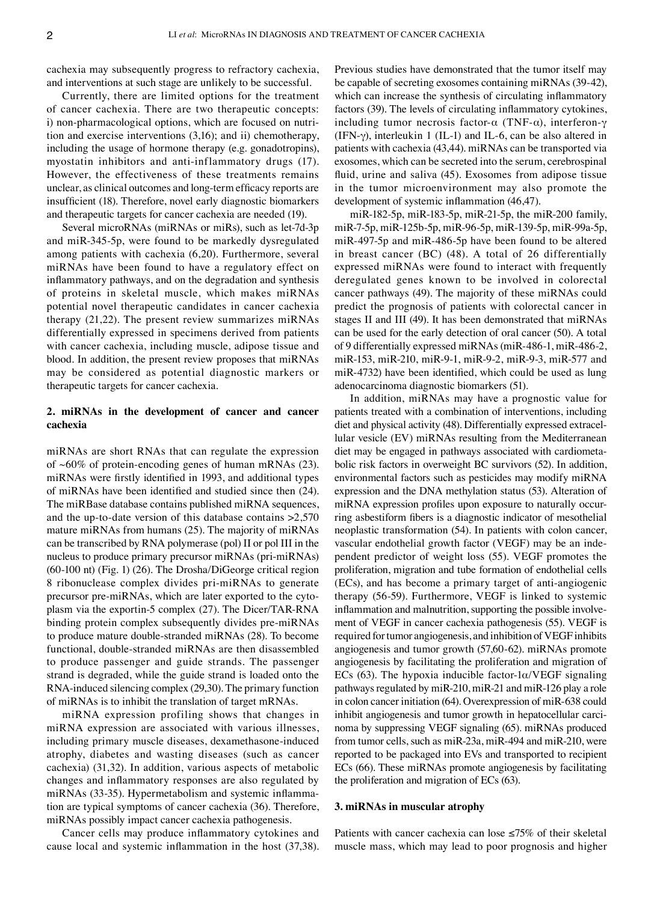cachexia may subsequently progress to refractory cachexia, and interventions at such stage are unlikely to be successful.

Currently, there are limited options for the treatment of cancer cachexia. There are two therapeutic concepts: i) non-pharmacological options, which are focused on nutrition and exercise interventions (3,16); and ii) chemotherapy, including the usage of hormone therapy (e.g. gonadotropins), myostatin inhibitors and anti-inflammatory drugs (17). However, the effectiveness of these treatments remains unclear, as clinical outcomes and long-term efficacy reports are insufficient (18). Therefore, novel early diagnostic biomarkers and therapeutic targets for cancer cachexia are needed (19).

Several microRNAs (miRNAs or miRs), such as let-7d-3p and miR-345-5p, were found to be markedly dysregulated among patients with cachexia (6,20). Furthermore, several miRNAs have been found to have a regulatory effect on inflammatory pathways, and on the degradation and synthesis of proteins in skeletal muscle, which makes miRNAs potential novel therapeutic candidates in cancer cachexia therapy (21,22). The present review summarizes miRNAs differentially expressed in specimens derived from patients with cancer cachexia, including muscle, adipose tissue and blood. In addition, the present review proposes that miRNAs may be considered as potential diagnostic markers or therapeutic targets for cancer cachexia.

## 2. miRNAs in the development of cancer and cancer cachexia

miRNAs are short RNAs that can regulate the expression of ~60% of protein-encoding genes of human mRNAs (23). miRNAs were firstly identified in 1993, and additional types of miRNAs have been identified and studied since then (24). The miRBase database contains published miRNA sequences, and the up-to-date version of this database contains >2,570 mature miRNAs from humans (25). The majority of miRNAs can be transcribed by RNA polymerase (pol) II or pol III in the nucleus to produce primary precursor miRNAs (pri-miRNAs) (60-100 nt) (Fig. 1) (26). The Drosha/DiGeorge critical region 8 ribonuclease complex divides pri-miRNAs to generate precursor pre-miRNAs, which are later exported to the cytoplasm via the exportin-5 complex (27). The Dicer/TAR-RNA binding protein complex subsequently divides pre-miRNAs to produce mature double-stranded miRNAs (28). To become functional, double-stranded miRNAs are then disassembled to produce passenger and guide strands. The passenger strand is degraded, while the guide strand is loaded onto the RNA-induced silencing complex (29,30). The primary function of miRNAs is to inhibit the translation of target mRNAs.

miRNA expression profiling shows that changes in miRNA expression are associated with various illnesses, including primary muscle diseases, dexamethasone-induced atrophy, diabetes and wasting diseases (such as cancer cachexia) (31,32). In addition, various aspects of metabolic changes and inflammatory responses are also regulated by miRNAs (33-35). Hypermetabolism and systemic inflammation are typical symptoms of cancer cachexia (36). Therefore, miRNAs possibly impact cancer cachexia pathogenesis.

Cancer cells may produce inflammatory cytokines and cause local and systemic inflammation in the host (37,38). Previous studies have demonstrated that the tumor itself may be capable of secreting exosomes containing miRNAs (39-42), which can increase the synthesis of circulating inflammatory factors (39). The levels of circulating inflammatory cytokines, including tumor necrosis factor-α (TNF-α), interferon-γ (IFN-γ), interleukin 1 (IL-1) and IL-6, can be also altered in patients with cachexia (43,44). miRNAs can be transported via exosomes, which can be secreted into the serum, cerebrospinal fluid, urine and saliva (45). Exosomes from adipose tissue in the tumor microenvironment may also promote the development of systemic inflammation (46,47).

miR-182-5p, miR-183-5p, miR-21-5p, the miR-200 family, miR-7-5p, miR-125b-5p, miR-96-5p, miR-139-5p, miR-99a-5p, miR-497-5p and miR-486-5p have been found to be altered in breast cancer (BC) (48). A total of 26 differentially expressed miRNAs were found to interact with frequently deregulated genes known to be involved in colorectal cancer pathways (49). The majority of these miRNAs could predict the prognosis of patients with colorectal cancer in stages II and III (49). It has been demonstrated that miRNAs can be used for the early detection of oral cancer (50). A total of 9 differentially expressed miRNAs (miR-486-1, miR-486-2, miR-153, miR-210, miR-9-1, miR-9-2, miR-9-3, miR-577 and miR-4732) have been identified, which could be used as lung adenocarcinoma diagnostic biomarkers (51).

In addition, miRNAs may have a prognostic value for patients treated with a combination of interventions, including diet and physical activity (48). Differentially expressed extracellular vesicle (EV) miRNAs resulting from the Mediterranean diet may be engaged in pathways associated with cardiometabolic risk factors in overweight BC survivors (52). In addition, environmental factors such as pesticides may modify miRNA expression and the DNA methylation status (53). Alteration of miRNA expression profiles upon exposure to naturally occurring asbestiform fibers is a diagnostic indicator of mesothelial neoplastic transformation (54). In patients with colon cancer, vascular endothelial growth factor (VEGF) may be an independent predictor of weight loss (55). VEGF promotes the proliferation, migration and tube formation of endothelial cells (ECs), and has become a primary target of anti-angiogenic therapy (56-59). Furthermore, VEGF is linked to systemic inflammation and malnutrition, supporting the possible involvement of VEGF in cancer cachexia pathogenesis (55). VEGF is required for tumor angiogenesis, and inhibition of VEGF inhibits angiogenesis and tumor growth (57,60-62). miRNAs promote angiogenesis by facilitating the proliferation and migration of ECs (63). The hypoxia inducible factor-1α/VEGF signaling pathways regulated by miR-210, miR-21 and miR-126 play a role in colon cancer initiation (64). Overexpression of miR-638 could inhibit angiogenesis and tumor growth in hepatocellular carcinoma by suppressing VEGF signaling (65). miRNAs produced from tumor cells, such as miR-23a, miR-494 and miR-210, were reported to be packaged into EVs and transported to recipient ECs (66). These miRNAs promote angiogenesis by facilitating the proliferation and migration of ECs (63).

## 3. miRNAs in muscular atrophy

Patients with cancer cachexia can lose ≤75% of their skeletal muscle mass, which may lead to poor prognosis and higher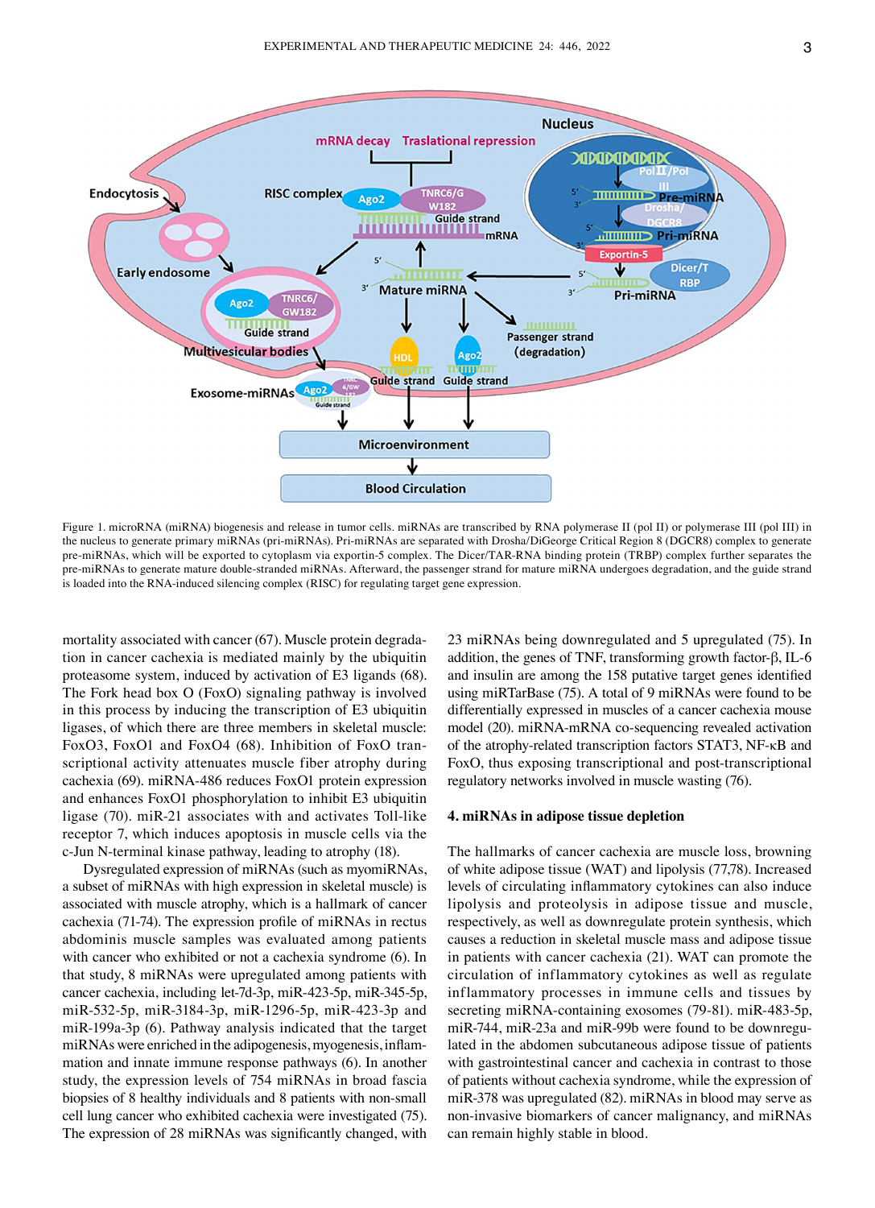Figure 1. microRNA (miRNA) biogenesis and release in tumor cells. miRNAs are transcribed by RNA polymerase II (pol II) or polymerase III (pol III) in the nucleus to generate primary miRNAs (pri-miRNAs). Pri-miRNAs are separated with Drosha/DiGeorge Critical Region 8 (DGCR8) complex to generate pre-miRNAs, which will be exported to cytoplasm via exportin-5 complex. The Dicer/TAR-RNA binding protein (TRBP) complex further separates the pre-miRNAs to generate mature double-stranded miRNAs. Afterward, the passenger strand for mature miRNA undergoes degradation, and the guide strand is loaded into the RNA-induced silencing complex (RISC) for regulating target gene expression.

mortality associated with cancer (67). Muscle protein degradation in cancer cachexia is mediated mainly by the ubiquitin proteasome system, induced by activation of E3 ligands (68). The Fork head box O (FoxO) signaling pathway is involved in this process by inducing the transcription of E3 ubiquitin ligases, of which there are three members in skeletal muscle: FoxO3, FoxO1 and FoxO4 (68). Inhibition of FoxO transcriptional activity attenuates muscle fiber atrophy during cachexia (69). miRNA-486 reduces FoxO1 protein expression and enhances FoxO1 phosphorylation to inhibit E3 ubiquitin ligase (70). miR-21 associates with and activates Toll-like receptor 7, which induces apoptosis in muscle cells via the c-Jun N-terminal kinase pathway, leading to atrophy (18).

Dysregulated expression of miRNAs (such as myomiRNAs, a subset of miRNAs with high expression in skeletal muscle) is associated with muscle atrophy, which is a hallmark of cancer cachexia (71-74). The expression profile of miRNAs in rectus abdominis muscle samples was evaluated among patients with cancer who exhibited or not a cachexia syndrome (6). In that study, 8 miRNAs were upregulated among patients with cancer cachexia, including let-7d-3p, miR-423-5p, miR-345-5p, miR-532-5p, miR-3184-3p, miR-1296-5p, miR-423-3p and miR-199a-3p (6). Pathway analysis indicated that the target miRNAs were enriched in the adipogenesis, myogenesis, inflammation and innate immune response pathways (6). In another study, the expression levels of 754 miRNAs in broad fascia biopsies of 8 healthy individuals and 8 patients with non-small cell lung cancer who exhibited cachexia were investigated (75). The expression of 28 miRNAs was significantly changed, with 23 miRNAs being downregulated and 5 upregulated (75). In addition, the genes of TNF, transforming growth factor-β, IL-6 and insulin are among the 158 putative target genes identified using miRTarBase (75). A total of 9 miRNAs were found to be differentially expressed in muscles of a cancer cachexia mouse model (20). miRNA-mRNA co-sequencing revealed activation of the atrophy-related transcription factors STAT3, NF-κB and FoxO, thus exposing transcriptional and post-transcriptional regulatory networks involved in muscle wasting (76).

## 4. miRNAs in adipose tissue depletion

The hallmarks of cancer cachexia are muscle loss, browning of white adipose tissue (WAT) and lipolysis (77,78). Increased levels of circulating inflammatory cytokines can also induce lipolysis and proteolysis in adipose tissue and muscle, respectively, as well as downregulate protein synthesis, which causes a reduction in skeletal muscle mass and adipose tissue in patients with cancer cachexia (21). WAT can promote the circulation of inflammatory cytokines as well as regulate inflammatory processes in immune cells and tissues by secreting miRNA-containing exosomes (79-81). miR-483-5p, miR-744, miR-23a and miR-99b were found to be downregulated in the abdomen subcutaneous adipose tissue of patients with gastrointestinal cancer and cachexia in contrast to those of patients without cachexia syndrome, while the expression of miR-378 was upregulated (82). miRNAs in blood may serve as non-invasive biomarkers of cancer malignancy, and miRNAs can remain highly stable in blood.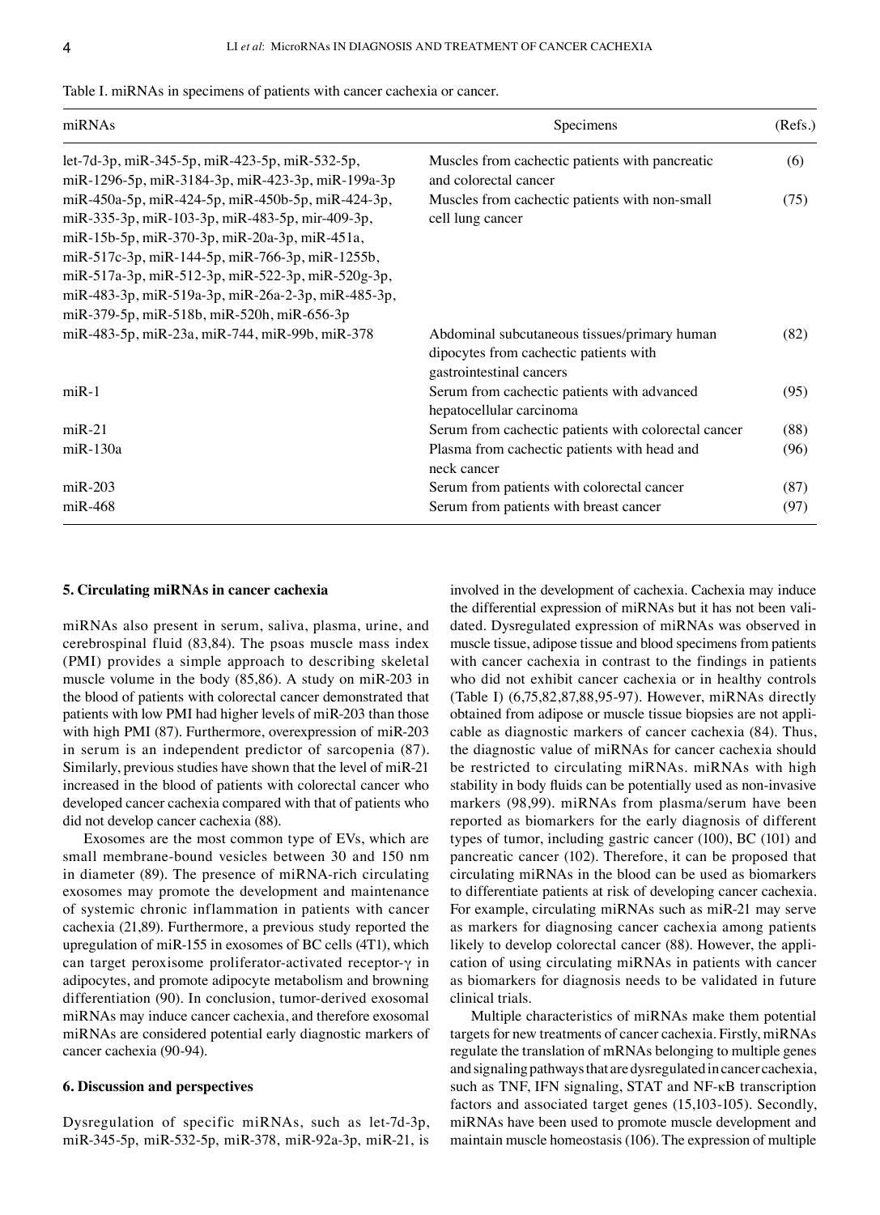Table I. miRNAs in specimens of patients with cancer cachexia or cancer.

| miRNAs | Specimens | (Refs.) |
| --- | --- | --- |
| let-7d-3p, miR-345-5p, miR-423-5p, miR-532-5p, miR-1296-5p, miR-3184-3p, miR-423-3p, miR-199a-3p | Muscles from cachectic patients with pancreatic and colorectal cancer | (6) |
| miR-450a-5p, miR-424-5p, miR-450b-5p, miR-424-3p, miR-335-3p, miR-103-3p, miR-483-5p, mir-409-3p, miR-15b-5p, miR-370-3p, miR-20a-3p, miR-451a, miR-517c-3p, miR-144-5p, miR-766-3p, miR-1255b, miR-517a-3p, miR-512-3p, miR-522-3p, miR-520g-3p, miR-483-3p, miR-519a-3p, miR-26a-2-3p, miR-485-3p, miR-379-5p, miR-518b, miR-520h, miR-656-3p | Muscles from cachectic patients with non-small cell lung cancer | (75) |
| miR-483-5p, miR-23a, miR-744, miR-99b, miR-378 | Abdominal subcutaneous tissues/primary human dipocytes from cachectic patients with gastrointestinal cancers | (82) |
| miR-1 | Serum from cachectic patients with advanced hepatocellular carcinoma | (95) |
| miR-21 | Serum from cachectic patients with colorectal cancer | (88) |
| miR-130a | Plasma from cachectic patients with head and neck cancer | (96) |
| miR-203 | Serum from patients with colorectal cancer | (87) |
| miR-468 | Serum from patients with breast cancer | (97) |

## 5. Circulating miRNAs in cancer cachexia

miRNAs also present in serum, saliva, plasma, urine, and cerebrospinal fluid (83,84). The psoas muscle mass index (PMI) provides a simple approach to describing skeletal muscle volume in the body (85,86). A study on miR-203 in the blood of patients with colorectal cancer demonstrated that patients with low PMI had higher levels of miR-203 than those with high PMI (87). Furthermore, overexpression of miR-203 in serum is an independent predictor of sarcopenia (87). Similarly, previous studies have shown that the level of miR-21 increased in the blood of patients with colorectal cancer who developed cancer cachexia compared with that of patients who did not develop cancer cachexia (88).

Exosomes are the most common type of EVs, which are small membrane-bound vesicles between 30 and 150 nm in diameter (89). The presence of miRNA-rich circulating exosomes may promote the development and maintenance of systemic chronic inflammation in patients with cancer cachexia (21,89). Furthermore, a previous study reported the upregulation of miR-155 in exosomes of BC cells (4T1), which can target peroxisome proliferator-activated receptor-γ in adipocytes, and promote adipocyte metabolism and browning differentiation (90). In conclusion, tumor-derived exosomal miRNAs may induce cancer cachexia, and therefore exosomal miRNAs are considered potential early diagnostic markers of cancer cachexia (90-94).

## 6. Discussion and perspectives

Dysregulation of specific miRNAs, such as let-7d-3p, miR-345-5p, miR-532-5p, miR-378, miR-92a-3p, miR-21, is involved in the development of cachexia. Cachexia may induce the differential expression of miRNAs but it has not been validated. Dysregulated expression of miRNAs was observed in muscle tissue, adipose tissue and blood specimens from patients with cancer cachexia in contrast to the findings in patients who did not exhibit cancer cachexia or in healthy controls (Table I) (6,75,82,87,88,95-97). However, miRNAs directly obtained from adipose or muscle tissue biopsies are not applicable as diagnostic markers of cancer cachexia (84). Thus, the diagnostic value of miRNAs for cancer cachexia should be restricted to circulating miRNAs. miRNAs with high stability in body fluids can be potentially used as non-invasive markers (98,99). miRNAs from plasma/serum have been reported as biomarkers for the early diagnosis of different types of tumor, including gastric cancer (100), BC (101) and pancreatic cancer (102). Therefore, it can be proposed that circulating miRNAs in the blood can be used as biomarkers to differentiate patients at risk of developing cancer cachexia. For example, circulating miRNAs such as miR-21 may serve as markers for diagnosing cancer cachexia among patients likely to develop colorectal cancer (88). However, the application of using circulating miRNAs in patients with cancer as biomarkers for diagnosis needs to be validated in future clinical trials.

Multiple characteristics of miRNAs make them potential targets for new treatments of cancer cachexia. Firstly, miRNAs regulate the translation of mRNAs belonging to multiple genes and signaling pathways that are dysregulated in cancer cachexia, such as TNF, IFN signaling, STAT and NF-κB transcription factors and associated target genes (15,103-105). Secondly, miRNAs have been used to promote muscle development and maintain muscle homeostasis (106). The expression of multiple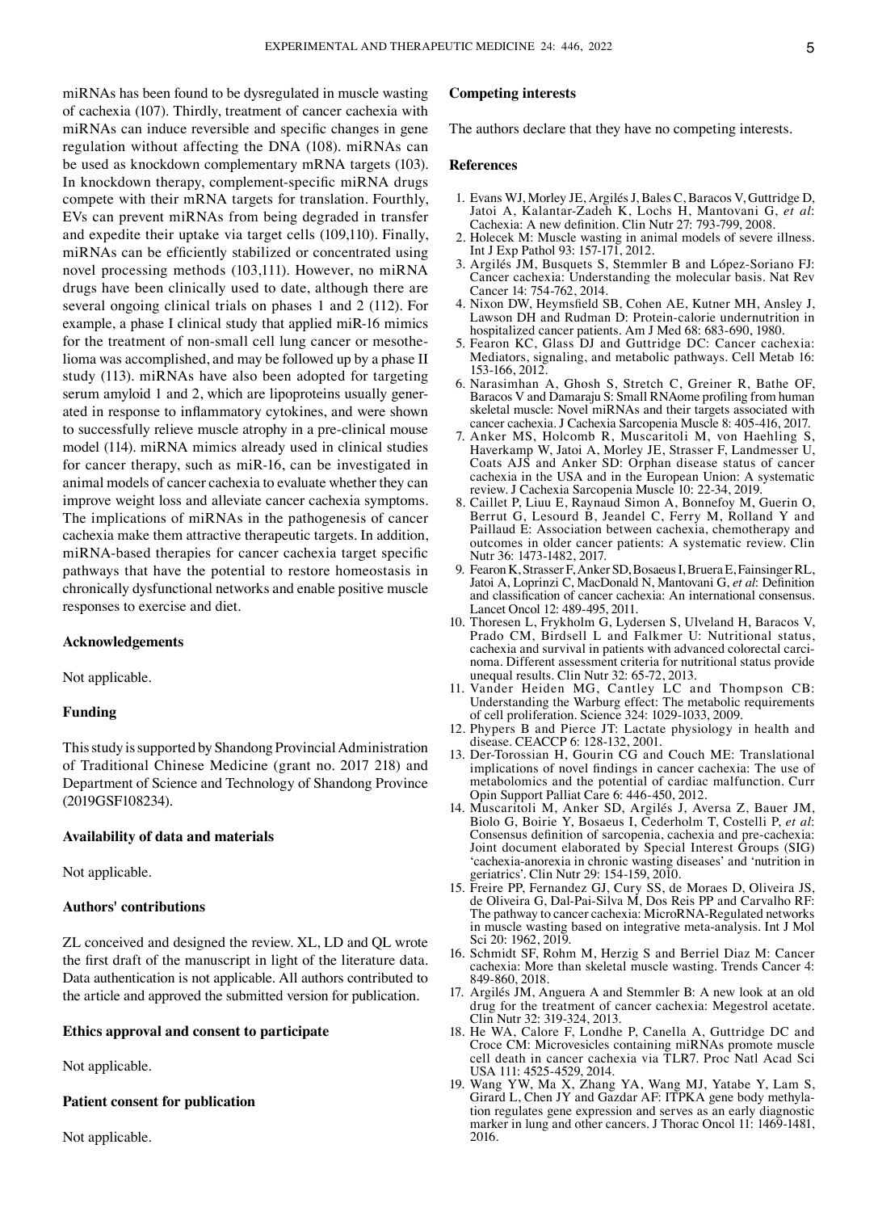miRNAs has been found to be dysregulated in muscle wasting of cachexia (107). Thirdly, treatment of cancer cachexia with miRNAs can induce reversible and specific changes in gene regulation without affecting the DNA (108). miRNAs can be used as knockdown complementary mRNA targets (103). In knockdown therapy, complement-specific miRNA drugs compete with their mRNA targets for translation. Fourthly, EVs can prevent miRNAs from being degraded in transfer and expedite their uptake via target cells (109,110). Finally, miRNAs can be efficiently stabilized or concentrated using novel processing methods (103,111). However, no miRNA drugs have been clinically used to date, although there are several ongoing clinical trials on phases 1 and 2 (112). For example, a phase I clinical study that applied miR-16 mimics for the treatment of non-small cell lung cancer or mesothelioma was accomplished, and may be followed up by a phase II study (113). miRNAs have also been adopted for targeting serum amyloid 1 and 2, which are lipoproteins usually generated in response to inflammatory cytokines, and were shown to successfully relieve muscle atrophy in a pre-clinical mouse model (114). miRNA mimics already used in clinical studies for cancer therapy, such as miR-16, can be investigated in animal models of cancer cachexia to evaluate whether they can improve weight loss and alleviate cancer cachexia symptoms. The implications of miRNAs in the pathogenesis of cancer cachexia make them attractive therapeutic targets. In addition, miRNA-based therapies for cancer cachexia target specific pathways that have the potential to restore homeostasis in chronically dysfunctional networks and enable positive muscle responses to exercise and diet.

## Acknowledgements

Not applicable.

## Funding

This study is supported by Shandong Provincial Administration of Traditional Chinese Medicine (grant no. 2017 218) and Department of Science and Technology of Shandong Province (2019GSF108234).

## Availability of data and materials

Not applicable.

## Authors' contributions

ZL conceived and designed the review. XL, LD and QL wrote the first draft of the manuscript in light of the literature data. Data authentication is not applicable. All authors contributed to the article and approved the submitted version for publication.

## Ethics approval and consent to participate

Not applicable.

## Patient consent for publication

Not applicable.

## Competing interests

The authors declare that they have no competing interests.

## References

1. Evans WJ, Morley JE, Argilés J, Bales C, Baracos V, Guttridge D, Jatoi A, Kalantar-Zadeh K, Lochs H, Mantovani G, *et al*: Cachexia: A new definition. Clin Nutr 27: 793-799, 2008.
2. Holecek M: Muscle wasting in animal models of severe illness. Int J Exp Pathol 93: 157-171, 2012.
3. Argilés JM, Busquets S, Stemmler B and López-Soriano FJ: Cancer cachexia: Understanding the molecular basis. Nat Rev Cancer 14: 754-762, 2014.
4. Nixon DW, Heymsfield SB, Cohen AE, Kutner MH, Ansley J, Lawson DH and Rudman D: Protein-calorie undernutrition in hospitalized cancer patients. Am J Med 68: 683-690, 1980.
5. Fearon KC, Glass DJ and Guttridge DC: Cancer cachexia: Mediators, signaling, and metabolic pathways. Cell Metab 16: 153-166, 2012.
6. Narasimhan A, Ghosh S, Stretch C, Greiner R, Bathe OF, Baracos V and Damaraju S: Small RNAome profiling from human skeletal muscle: Novel miRNAs and their targets associated with cancer cachexia. J Cachexia Sarcopenia Muscle 8: 405-416, 2017.
7. Anker MS, Holcomb R, Muscaritoli M, von Haehling S, Haverkamp W, Jatoi A, Morley JE, Strasser F, Landmesser U, Coats AJS and Anker SD: Orphan disease status of cancer cachexia in the USA and in the European Union: A systematic review. J Cachexia Sarcopenia Muscle 10: 22-34, 2019.
8. Caillet P, Liuu E, Raynaud Simon A, Bonnefoy M, Guerin O, Berrut G, Lesourd B, Jeandel C, Ferry M, Rolland Y and Paillaud E: Association between cachexia, chemotherapy and outcomes in older cancer patients: A systematic review. Clin Nutr 36: 1473-1482, 2017.
9. Fearon K, Strasser F, Anker SD, Bosaeus I, Bruera E, Fainsinger RL, Jatoi A, Loprinzi C, MacDonald N, Mantovani G, *et al*: Definition and classification of cancer cachexia: An international consensus. Lancet Oncol 12: 489-495, 2011.
10. Thoresen L, Frykholm G, Lydersen S, Ulveland H, Baracos V, Prado CM, Birdsell L and Falkmer U: Nutritional status, cachexia and survival in patients with advanced colorectal carcinoma. Different assessment criteria for nutritional status provide unequal results. Clin Nutr 32: 65-72, 2013.
11. Vander Heiden MG, Cantley LC and Thompson CB: Understanding the Warburg effect: The metabolic requirements of cell proliferation. Science 324: 1029-1033, 2009.
12. Phypers B and Pierce JT: Lactate physiology in health and disease. CEACCP 6: 128-132, 2001.
13. Der-Torossian H, Gourin CG and Couch ME: Translational implications of novel findings in cancer cachexia: The use of metabolomics and the potential of cardiac malfunction. Curr Opin Support Palliat Care 6: 446-450, 2012.
14. Muscaritoli M, Anker SD, Argilés J, Aversa Z, Bauer JM, Biolo G, Boirie Y, Bosaeus I, Cederholm T, Costelli P, *et al*: Consensus definition of sarcopenia, cachexia and pre-cachexia: Joint document elaborated by Special Interest Groups (SIG) 'cachexia-anorexia in chronic wasting diseases' and 'nutrition in geriatrics'. Clin Nutr 29: 154-159, 2010.
15. Freire PP, Fernandez GJ, Cury SS, de Moraes D, Oliveira JS, de Oliveira G, Dal-Pai-Silva M, Dos Reis PP and Carvalho RF: The pathway to cancer cachexia: MicroRNA-Regulated networks in muscle wasting based on integrative meta-analysis. Int J Mol Sci 20: 1962, 2019.
16. Schmidt SF, Rohm M, Herzig S and Berriel Diaz M: Cancer cachexia: More than skeletal muscle wasting. Trends Cancer 4: 849-860, 2018.
17. Argilés JM, Anguera A and Stemmler B: A new look at an old drug for the treatment of cancer cachexia: Megestrol acetate. Clin Nutr 32: 319-324, 2013.
18. He WA, Calore F, Londhe P, Canella A, Guttridge DC and Croce CM: Microvesicles containing miRNAs promote muscle cell death in cancer cachexia via TLR7. Proc Natl Acad Sci USA 111: 4525-4529, 2014.
19. Wang YW, Ma X, Zhang YA, Wang MJ, Yatabe Y, Lam S, Girard L, Chen JY and Gazdar AF: ITPKA gene body methylation regulates gene expression and serves as an early diagnostic marker in lung and other cancers. J Thorac Oncol 11: 1469-1481, 2016.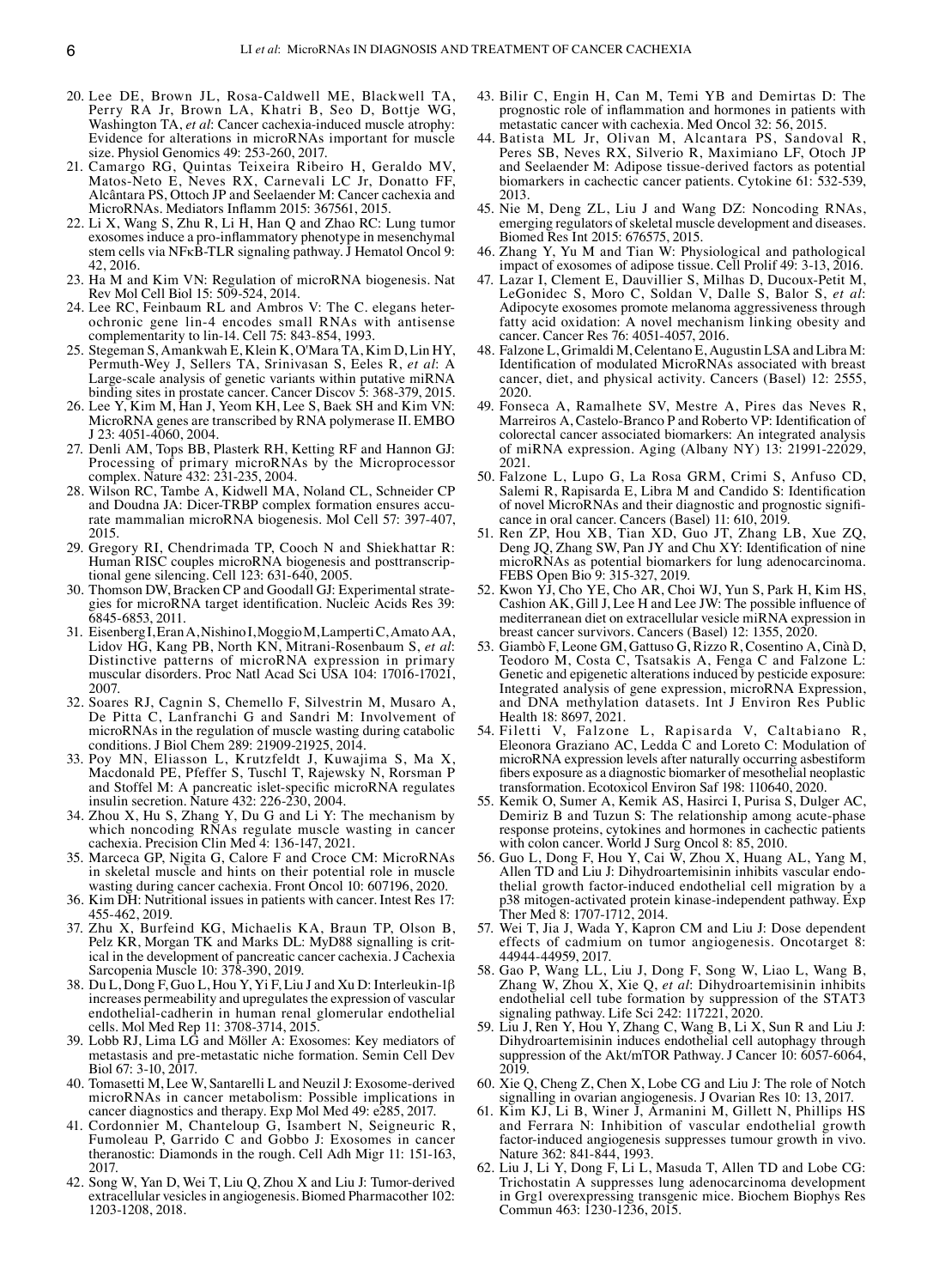20. Lee DE, Brown JL, Rosa‑Caldwell ME, Blackwell TA, Perry RA Jr, Brown LA, Khatri B, Seo D, Bottje WG, Washington TA, *et al*: Cancer cachexia‑induced muscle atrophy: Evidence for alterations in microRNAs important for muscle size. Physiol Genomics 49: 253‑260, 2017.
21. Camargo RG, Quintas Teixeira Ribeiro H, Geraldo MV, Matos‑Neto E, Neves RX, Carnevali LC Jr, Donatto FF, Alcântara PS, Ottoch JP and Seelaender M: Cancer cachexia and MicroRNAs. Mediators Inflamm 2015: 367561, 2015.
22. Li X, Wang S, Zhu R, Li H, Han Q and Zhao RC: Lung tumor exosomes induce a pro‑inflammatory phenotype in mesenchymal stem cells via NFκB‑TLR signaling pathway. J Hematol Oncol 9: 42, 2016.
23. Ha M and Kim VN: Regulation of microRNA biogenesis. Nat Rev Mol Cell Biol 15: 509‑524, 2014.
24. Lee RC, Feinbaum RL and Ambros V: The C. elegans heterochronic gene lin‑4 encodes small RNAs with antisense complementarity to lin‑14. Cell 75: 843‑854, 1993.
25. Stegeman S, Amankwah E, Klein K, O'Mara TA, Kim D, Lin HY, Permuth‑Wey J, Sellers TA, Srinivasan S, Eeles R, *et al*: A Large‑scale analysis of genetic variants within putative miRNA binding sites in prostate cancer. Cancer Discov 5: 368‑379, 2015.
26. Lee Y, Kim M, Han J, Yeom KH, Lee S, Baek SH and Kim VN: MicroRNA genes are transcribed by RNA polymerase II. EMBO J 23: 4051‑4060, 2004.
27. Denli AM, Tops BB, Plasterk RH, Ketting RF and Hannon GJ: Processing of primary microRNAs by the Microprocessor complex. Nature 432: 231‑235, 2004.
28. Wilson RC, Tambe A, Kidwell MA, Noland CL, Schneider CP and Doudna JA: Dicer‑TRBP complex formation ensures accurate mammalian microRNA biogenesis. Mol Cell 57: 397‑407, 2015.
29. Gregory RI, Chendrimada TP, Cooch N and Shiekhattar R: Human RISC couples microRNA biogenesis and posttranscriptional gene silencing. Cell 123: 631‑640, 2005.
30. Thomson DW, Bracken CP and Goodall GJ: Experimental strategies for microRNA target identification. Nucleic Acids Res 39: 6845‑6853, 2011.
31. Eisenberg I, Eran A, Nishino I, Moggio M, Lamperti C, Amato AA, Lidov HG, Kang PB, North KN, Mitrani‑Rosenbaum S, *et al*: Distinctive patterns of microRNA expression in primary muscular disorders. Proc Natl Acad Sci USA 104: 17016‑17021, 2007.
32. Soares RJ, Cagnin S, Chemello F, Silvestrin M, Musaro A, De Pitta C, Lanfranchi G and Sandri M: Involvement of microRNAs in the regulation of muscle wasting during catabolic conditions. J Biol Chem 289: 21909‑21925, 2014.
33. Poy MN, Eliasson L, Krutzfeldt J, Kuwajima S, Ma X, Macdonald PE, Pfeffer S, Tuschl T, Rajewsky N, Rorsman P and Stoffel M: A pancreatic islet‑specific microRNA regulates insulin secretion. Nature 432: 226‑230, 2004.
34. Zhou X, Hu S, Zhang Y, Du G and Li Y: The mechanism by which noncoding RNAs regulate muscle wasting in cancer cachexia. Precision Clin Med 4: 136‑147, 2021.
35. Marceca GP, Nigita G, Calore F and Croce CM: MicroRNAs in skeletal muscle and hints on their potential role in muscle wasting during cancer cachexia. Front Oncol 10: 607196, 2020.
36. Kim DH: Nutritional issues in patients with cancer. Intest Res 17: 455‑462, 2019.
37. Zhu X, Burfeind KG, Michaelis KA, Braun TP, Olson B, Pelz KR, Morgan TK and Marks DL: MyD88 signalling is critical in the development of pancreatic cancer cachexia. J Cachexia Sarcopenia Muscle 10: 378‑390, 2019.
38. Du L, Dong F, Guo L, Hou Y, Yi F, Liu J and Xu D: Interleukin‑1β increases permeability and upregulates the expression of vascular endothelial‑cadherin in human renal glomerular endothelial cells. Mol Med Rep 11: 3708‑3714, 2015.
39. Lobb RJ, Lima LG and Möller A: Exosomes: Key mediators of metastasis and pre‑metastatic niche formation. Semin Cell Dev Biol 67: 3‑10, 2017.
40. Tomasetti M, Lee W, Santarelli L and Neuzil J: Exosome‑derived microRNAs in cancer metabolism: Possible implications in cancer diagnostics and therapy. Exp Mol Med 49: e285, 2017.
41. Cordonnier M, Chanteloup G, Isambert N, Seigneuric R, Fumoleau P, Garrido C and Gobbo J: Exosomes in cancer theranostic: Diamonds in the rough. Cell Adh Migr 11: 151‑163, 2017.
42. Song W, Yan D, Wei T, Liu Q, Zhou X and Liu J: Tumor‑derived extracellular vesicles in angiogenesis. Biomed Pharmacother 102: 1203‑1208, 2018.
43. Bilir C, Engin H, Can M, Temi YB and Demirtas D: The prognostic role of inflammation and hormones in patients with metastatic cancer with cachexia. Med Oncol 32: 56, 2015.
44. Batista ML Jr, Olivan M, Alcantara PS, Sandoval R, Peres SB, Neves RX, Silverio R, Maximiano LF, Otoch JP and Seelaender M: Adipose tissue‑derived factors as potential biomarkers in cachectic cancer patients. Cytokine 61: 532‑539, 2013.
45. Nie M, Deng ZL, Liu J and Wang DZ: Noncoding RNAs, emerging regulators of skeletal muscle development and diseases. Biomed Res Int 2015: 676575, 2015.
46. Zhang Y, Yu M and Tian W: Physiological and pathological impact of exosomes of adipose tissue. Cell Prolif 49: 3‑13, 2016.
47. Lazar I, Clement E, Dauvillier S, Milhas D, Ducoux‑Petit M, LeGonidec S, Moro C, Soldan V, Dalle S, Balor S, *et al*: Adipocyte exosomes promote melanoma aggressiveness through fatty acid oxidation: A novel mechanism linking obesity and cancer. Cancer Res 76: 4051‑4057, 2016.
48. Falzone L, Grimaldi M, Celentano E, Augustin LSA and Libra M: Identification of modulated MicroRNAs associated with breast cancer, diet, and physical activity. Cancers (Basel) 12: 2555, 2020.
49. Fonseca A, Ramalhete SV, Mestre A, Pires das Neves R, Marreiros A, Castelo‑Branco P and Roberto VP: Identification of colorectal cancer associated biomarkers: An integrated analysis of miRNA expression. Aging (Albany NY) 13: 21991‑22029, 2021.
50. Falzone L, Lupo G, La Rosa GRM, Crimi S, Anfuso CD, Salemi R, Rapisarda E, Libra M and Candido S: Identification of novel MicroRNAs and their diagnostic and prognostic significance in oral cancer. Cancers (Basel) 11: 610, 2019.
51. Ren ZP, Hou XB, Tian XD, Guo JT, Zhang LB, Xue ZQ, Deng JQ, Zhang SW, Pan JY and Chu XY: Identification of nine microRNAs as potential biomarkers for lung adenocarcinoma. FEBS Open Bio 9: 315‑327, 2019.
52. Kwon YJ, Cho YE, Cho AR, Choi WJ, Yun S, Park H, Kim HS, Cashion AK, Gill J, Lee H and Lee JW: The possible influence of mediterranean diet on extracellular vesicle miRNA expression in breast cancer survivors. Cancers (Basel) 12: 1355, 2020.
53. Giambò F, Leone GM, Gattuso G, Rizzo R, Cosentino A, Cinà D, Teodoro M, Costa C, Tsatsakis A, Fenga C and Falzone L: Genetic and epigenetic alterations induced by pesticide exposure: Integrated analysis of gene expression, microRNA Expression, and DNA methylation datasets. Int J Environ Res Public Health 18: 8697, 2021.
54. Filetti V, Falzone L, Rapisarda V, Caltabiano R, Eleonora Graziano AC, Ledda C and Loreto C: Modulation of microRNA expression levels after naturally occurring asbestiform fibers exposure as a diagnostic biomarker of mesothelial neoplastic transformation. Ecotoxicol Environ Saf 198: 110640, 2020.
55. Kemik O, Sumer A, Kemik AS, Hasirci I, Purisa S, Dulger AC, Demiriz B and Tuzun S: The relationship among acute‑phase response proteins, cytokines and hormones in cachectic patients with colon cancer. World J Surg Oncol 8: 85, 2010.
56. Guo L, Dong F, Hou Y, Cai W, Zhou X, Huang AL, Yang M, Allen TD and Liu J: Dihydroartemisinin inhibits vascular endothelial growth factor‑induced endothelial cell migration by a p38 mitogen‑activated protein kinase‑independent pathway. Exp Ther Med 8: 1707‑1712, 2014.
57. Wei T, Jia J, Wada Y, Kapron CM and Liu J: Dose dependent effects of cadmium on tumor angiogenesis. Oncotarget 8: 44944‑44959, 2017.
58. Gao P, Wang LL, Liu J, Dong F, Song W, Liao L, Wang B, Zhang W, Zhou X, Xie Q, *et al*: Dihydroartemisinin inhibits endothelial cell tube formation by suppression of the STAT3 signaling pathway. Life Sci 242: 117221, 2020.
59. Liu J, Ren Y, Hou Y, Zhang C, Wang B, Li X, Sun R and Liu J: Dihydroartemisinin induces endothelial cell autophagy through suppression of the Akt/mTOR Pathway. J Cancer 10: 6057‑6064, 2019.
60. Xie Q, Cheng Z, Chen X, Lobe CG and Liu J: The role of Notch signalling in ovarian angiogenesis. J Ovarian Res 10: 13, 2017.
61. Kim KJ, Li B, Winer J, Armanini M, Gillett N, Phillips HS and Ferrara N: Inhibition of vascular endothelial growth factor‑induced angiogenesis suppresses tumour growth in vivo. Nature 362: 841‑844, 1993.
62. Liu J, Li Y, Dong F, Li L, Masuda T, Allen TD and Lobe CG: Trichostatin A suppresses lung adenocarcinoma development in Grg1 overexpressing transgenic mice. Biochem Biophys Res Commun 463: 1230‑1236, 2015.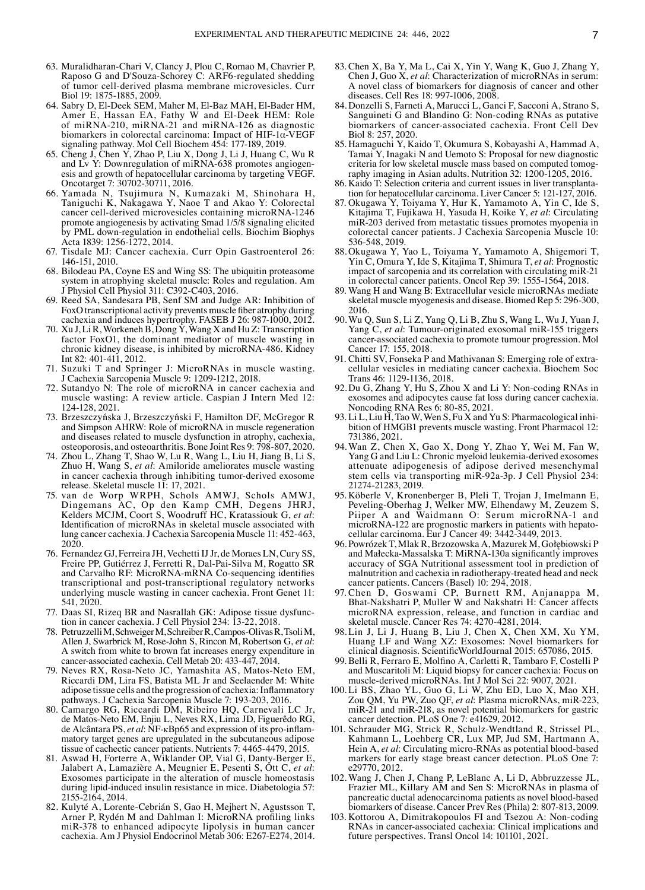63. Muralidharan-Chari V, Clancy J, Plou C, Romao M, Chavrier P, Raposo G and D'Souza-Schorey C: ARF6-regulated shedding of tumor cell-derived plasma membrane microvesicles. Curr Biol 19: 1875-1885, 2009.
64. Sabry D, El-Deek SEM, Maher M, El-Baz MAH, El-Bader HM, Amer E, Hassan EA, Fathy W and El-Deek HEM: Role of miRNA-210, miRNA-21 and miRNA-126 as diagnostic biomarkers in colorectal carcinoma: Impact of HIF-1α-VEGF signaling pathway. Mol Cell Biochem 454: 177-189, 2019.
65. Cheng J, Chen Y, Zhao P, Liu X, Dong J, Li J, Huang C, Wu R and Lv Y: Downregulation of miRNA-638 promotes angiogenesis and growth of hepatocellular carcinoma by targeting VEGF. Oncotarget 7: 30702-30711, 2016.
66. Yamada N, Tsujimura N, Kumazaki M, Shinohara H, Taniguchi K, Nakagawa Y, Naoe T and Akao Y: Colorectal cancer cell-derived microvesicles containing microRNA-1246 promote angiogenesis by activating Smad 1/5/8 signaling elicited by PML down-regulation in endothelial cells. Biochim Biophys Acta 1839: 1256-1272, 2014.
67. Tisdale MJ: Cancer cachexia. Curr Opin Gastroenterol 26: 146-151, 2010.
68. Bilodeau PA, Coyne ES and Wing SS: The ubiquitin proteasome system in atrophying skeletal muscle: Roles and regulation. Am J Physiol Cell Physiol 311: C392-C403, 2016.
69. Reed SA, Sandesara PB, Senf SM and Judge AR: Inhibition of FoxO transcriptional activity prevents muscle fiber atrophy during cachexia and induces hypertrophy. FASEB J 26: 987-1000, 2012.
70. Xu J, Li R, Workeneh B, Dong Y, Wang X and Hu Z: Transcription factor FoxO1, the dominant mediator of muscle wasting in chronic kidney disease, is inhibited by microRNA-486. Kidney Int 82: 401-411, 2012.
71. Suzuki T and Springer J: MicroRNAs in muscle wasting. J Cachexia Sarcopenia Muscle 9: 1209-1212, 2018.
72. Sutandyo N: The role of microRNA in cancer cachexia and muscle wasting: A review article. Caspian J Intern Med 12: 124-128, 2021.
73. Brzeszczyńska J, Brzeszczyński F, Hamilton DF, McGregor R and Simpson AHRW: Role of microRNA in muscle regeneration and diseases related to muscle dysfunction in atrophy, cachexia, osteoporosis, and osteoarthritis. Bone Joint Res 9: 798-807, 2020.
74. Zhou L, Zhang T, Shao W, Lu R, Wang L, Liu H, Jiang B, Li S, Zhuo H, Wang S, *et al*: Amiloride ameliorates muscle wasting in cancer cachexia through inhibiting tumor-derived exosome release. Skeletal muscle 11: 17, 2021.
75. van de Worp WRPH, Schols AMWJ, Schols AMWJ, Dingemans AC, Op den Kamp CMH, Degens JHRJ, Kelders MCJM, Coort S, Woodruff HC, Kratassiouk G, *et al*: Identification of microRNAs in skeletal muscle associated with lung cancer cachexia. J Cachexia Sarcopenia Muscle 11: 452-463, 2020.
76. Fernandez GJ, Ferreira JH, Vechetti IJ Jr, de Moraes LN, Cury SS, Freire PP, Gutiérrez J, Ferretti R, Dal-Pai-Silva M, Rogatto SR and Carvalho RF: MicroRNA-mRNA Co-sequencing identifies transcriptional and post-transcriptional regulatory networks underlying muscle wasting in cancer cachexia. Front Genet 11: 541, 2020.
77. Daas SI, Rizeq BR and Nasrallah GK: Adipose tissue dysfunction in cancer cachexia. J Cell Physiol 234: 13-22, 2018.
78. Petruzzelli M, Schweiger M, Schreiber R, Campos-Olivas R, Tsoli M, Allen J, Swarbrick M, Rose-John S, Rincon M, Robertson G, *et al*: A switch from white to brown fat increases energy expenditure in cancer-associated cachexia. Cell Metab 20: 433-447, 2014.
79. Neves RX, Rosa-Neto JC, Yamashita AS, Matos-Neto EM, Riccardi DM, Lira FS, Batista ML Jr and Seelaender M: White adipose tissue cells and the progression of cachexia: Inflammatory pathways. J Cachexia Sarcopenia Muscle 7: 193-203, 2016.
80. Camargo RG, Riccardi DM, Ribeiro HQ, Carnevali LC Jr, de Matos-Neto EM, Enjiu L, Neves RX, Lima JD, Figuerêdo RG, de Alcântara PS, *et al*: NF-κBp65 and expression of its pro-inflammatory target genes are upregulated in the subcutaneous adipose tissue of cachectic cancer patients. Nutrients 7: 4465-4479, 2015.
81. Aswad H, Forterre A, Wiklander OP, Vial G, Danty-Berger E, Jalabert A, Lamazière A, Meugnier E, Pesenti S, Ott C, *et al*: Exosomes participate in the alteration of muscle homeostasis during lipid-induced insulin resistance in mice. Diabetologia 57: 2155-2164, 2014.
82. Kulyté A, Lorente-Cebrián S, Gao H, Mejhert N, Agustsson T, Arner P, Rydén M and Dahlman I: MicroRNA profiling links miR-378 to enhanced adipocyte lipolysis in human cancer cachexia. Am J Physiol Endocrinol Metab 306: E267-E274, 2014.
83. Chen X, Ba Y, Ma L, Cai X, Yin Y, Wang K, Guo J, Zhang Y, Chen J, Guo X, *et al*: Characterization of microRNAs in serum: A novel class of biomarkers for diagnosis of cancer and other diseases. Cell Res 18: 997-1006, 2008.
84. Donzelli S, Farneti A, Marucci L, Ganci F, Sacconi A, Strano S, Sanguineti G and Blandino G: Non-coding RNAs as putative biomarkers of cancer-associated cachexia. Front Cell Dev Biol 8: 257, 2020.
85. Hamaguchi Y, Kaido T, Okumura S, Kobayashi A, Hammad A, Tamai Y, Inagaki N and Uemoto S: Proposal for new diagnostic criteria for low skeletal muscle mass based on computed tomography imaging in Asian adults. Nutrition 32: 1200-1205, 2016.
86. Kaido T: Selection criteria and current issues in liver transplantation for hepatocellular carcinoma. Liver Cancer 5: 121-127, 2016.
87. Okugawa Y, Toiyama Y, Hur K, Yamamoto A, Yin C, Ide S, Kitajima T, Fujikawa H, Yasuda H, Koike Y, *et al*: Circulating miR-203 derived from metastatic tissues promotes myopenia in colorectal cancer patients. J Cachexia Sarcopenia Muscle 10: 536-548, 2019.
88. Okugawa Y, Yao L, Toiyama Y, Yamamoto A, Shigemori T, Yin C, Omura Y, Ide S, Kitajima T, Shimura T, *et al*: Prognostic impact of sarcopenia and its correlation with circulating miR-21 in colorectal cancer patients. Oncol Rep 39: 1555-1564, 2018.
89. Wang H and Wang B: Extracellular vesicle microRNAs mediate skeletal muscle myogenesis and disease. Biomed Rep 5: 296-300, 2016.
90. Wu Q, Sun S, Li Z, Yang Q, Li B, Zhu S, Wang L, Wu J, Yuan J, Yang C, *et al*: Tumour-originated exosomal miR-155 triggers cancer-associated cachexia to promote tumour progression. Mol Cancer 17: 155, 2018.
91. Chitti SV, Fonseka P and Mathivanan S: Emerging role of extracellular vesicles in mediating cancer cachexia. Biochem Soc Trans 46: 1129-1136, 2018.
92. Du G, Zhang Y, Hu S, Zhou X and Li Y: Non-coding RNAs in exosomes and adipocytes cause fat loss during cancer cachexia. Noncoding RNA Res 6: 80-85, 2021.
93. Li L, Liu H, Tao W, Wen S, Fu X and Yu S: Pharmacological inhibition of HMGB1 prevents muscle wasting. Front Pharmacol 12: 731386, 2021.
94. Wan Z, Chen X, Gao X, Dong Y, Zhao Y, Wei M, Fan W, Yang G and Liu L: Chronic myeloid leukemia-derived exosomes attenuate adipogenesis of adipose derived mesenchymal stem cells via transporting miR-92a-3p. J Cell Physiol 234: 21274-21283, 2019.
95. Köberle V, Kronenberger B, Pleli T, Trojan J, Imelmann E, Peveling-Oberhag J, Welker MW, Elhendawy M, Zeuzem S, Piiper A and Waidmann O: Serum microRNA-1 and microRNA-122 are prognostic markers in patients with hepatocellular carcinoma. Eur J Cancer 49: 3442-3449, 2013.
96. Powrózek T, Mlak R, Brzozowska A, Mazurek M, Gołębiowski P and Małecka-Massalska T: MiRNA-130a significantly improves accuracy of SGA Nutritional assessment tool in prediction of malnutrition and cachexia in radiotherapy-treated head and neck cancer patients. Cancers (Basel) 10: 294, 2018.
97. Chen D, Goswami CP, Burnett RM, Anjanappa M, Bhat-Nakshatri PM, Muller W and Nakshatri H: Cancer affects microRNA expression, release, and function in cardiac and skeletal muscle. Cancer Res 74: 4270-4281, 2014.
98. Lin J, Li J, Huang B, Liu J, Chen X, Chen XM, Xu YM, Huang LF and Wang XZ: Exosomes: Novel biomarkers for clinical diagnosis. ScientificWorldJournal 2015: 657086, 2015.
99. Belli R, Ferraro E, Molfino A, Carletti R, Tambaro F, Costelli P and Muscaritoli M: Liquid biopsy for cancer cachexia: Focus on muscle-derived microRNAs. Int J Mol Sci 22: 9007, 2021.
100. Li BS, Zhao YL, Guo G, Li W, Zhu ED, Luo X, Mao XH, Zou QM, Yu PW, Zuo QF, *et al*: Plasma microRNAs, miR-223, miR-21 and miR-218, as novel potential biomarkers for gastric cancer detection. PLoS One 7: e41629, 2012.
101. Schrauder MG, Strick R, Schulz-Wendtland R, Strissel PL, Kahmann L, Loehberg CR, Lux MP, Jud SM, Hartmann A, Hein A, *et al*: Circulating micro-RNAs as potential blood-based markers for early stage breast cancer detection. PLoS One 7: e29770, 2012.
102. Wang J, Chen J, Chang P, LeBlanc A, Li D, Abbruzzesse JL, Frazier ML, Killary AM and Sen S: MicroRNAs in plasma of pancreatic ductal adenocarcinoma patients as novel blood-based biomarkers of disease. Cancer Prev Res (Phila) 2: 807-813, 2009.
103. Kottorou A, Dimitrakopoulos FI and Tsezou A: Non-coding RNAs in cancer-associated cachexia: Clinical implications and future perspectives. Transl Oncol 14: 101101, 2021.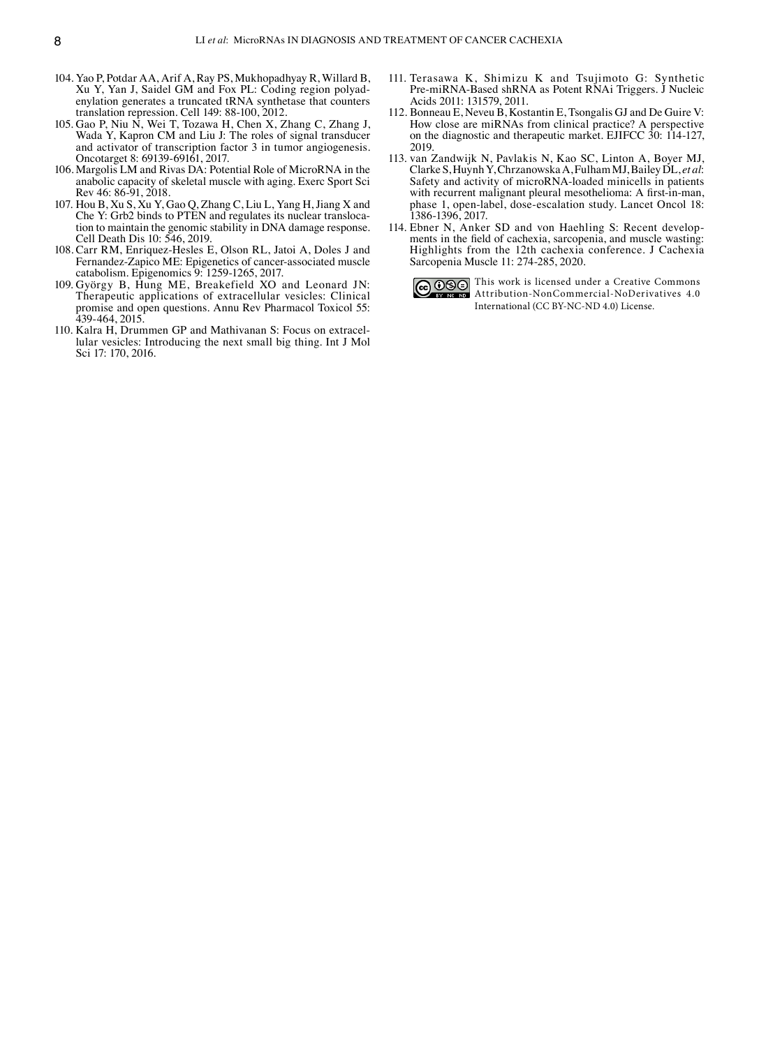104. Yao P, Potdar AA, Arif A, Ray PS, Mukhopadhyay R, Willard B, Xu Y, Yan J, Saidel GM and Fox PL: Coding region polyadenylation generates a truncated tRNA synthetase that counters translation repression. Cell 149: 88-100, 2012.
105. Gao P, Niu N, Wei T, Tozawa H, Chen X, Zhang C, Zhang J, Wada Y, Kapron CM and Liu J: The roles of signal transducer and activator of transcription factor 3 in tumor angiogenesis. Oncotarget 8: 69139-69161, 2017.
106. Margolis LM and Rivas DA: Potential Role of MicroRNA in the anabolic capacity of skeletal muscle with aging. Exerc Sport Sci Rev 46: 86-91, 2018.
107. Hou B, Xu S, Xu Y, Gao Q, Zhang C, Liu L, Yang H, Jiang X and Che Y: Grb2 binds to PTEN and regulates its nuclear translocation to maintain the genomic stability in DNA damage response. Cell Death Dis 10: 546, 2019.
108. Carr RM, Enriquez-Hesles E, Olson RL, Jatoi A, Doles J and Fernandez-Zapico ME: Epigenetics of cancer-associated muscle catabolism. Epigenomics 9: 1259-1265, 2017.
109. György B, Hung ME, Breakefield XO and Leonard JN: Therapeutic applications of extracellular vesicles: Clinical promise and open questions. Annu Rev Pharmacol Toxicol 55: 439-464, 2015.
110. Kalra H, Drummen GP and Mathivanan S: Focus on extracellular vesicles: Introducing the next small big thing. Int J Mol Sci 17: 170, 2016.
111. Terasawa K, Shimizu K and Tsujimoto G: Synthetic Pre-miRNA-Based shRNA as Potent RNAi Triggers. J Nucleic Acids 2011: 131579, 2011.
112. Bonneau E, Neveu B, Kostantin E, Tsongalis GJ and De Guire V: How close are miRNAs from clinical practice? A perspective on the diagnostic and therapeutic market. EJIFCC 30: 114-127, 2019.
113. van Zandwijk N, Pavlakis N, Kao SC, Linton A, Boyer MJ, Clarke S, Huynh Y, Chrzanowska A, Fulham MJ, Bailey DL, *et al*: Safety and activity of microRNA-loaded minicells in patients with recurrent malignant pleural mesothelioma: A first-in-man, phase 1, open-label, dose-escalation study. Lancet Oncol 18: 1386-1396, 2017.
114. Ebner N, Anker SD and von Haehling S: Recent developments in the field of cachexia, sarcopenia, and muscle wasting: Highlights from the 12th cachexia conference. J Cachexia Sarcopenia Muscle 11: 274-285, 2020.

This work is licensed under a Creative Commons Attribution-NonCommercial-NoDerivatives 4.0 International (CC BY-NC-ND 4.0) License.